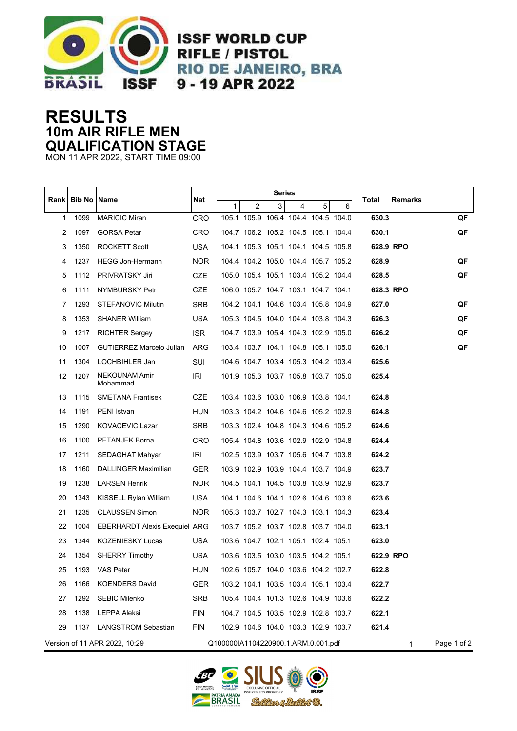ISSF WORLD CUP
RIFLE / PISTOL
RIO DE JANEIRO, BRA
9 - 19 APR 2022

# RESULTS
## 10m AIR RIFLE MEN
## QUALIFICATION STAGE

MON 11 APR 2022, START TIME 09:00

| Rank | Bib No | Name | Nat | Series | | | | | | Total | Remarks | |
|---|---|---|---|---|---|---|---|---|---|---|---|---|
| | | | | 1 | 2 | 3 | 4 | 5 | 6 | | | |
| 1 | 1099 | MARICIC Miran | CRO | 105.1 | 105.9 | 106.4 | 104.4 | 104.5 | 104.0 | **630.3** | | **QF** |
| 2 | 1097 | GORSA Petar | CRO | 104.7 | 106.2 | 105.2 | 104.5 | 105.1 | 104.4 | **630.1** | | **QF** |
| 3 | 1350 | ROCKETT Scott | USA | 104.1 | 105.3 | 105.1 | 104.1 | 104.5 | 105.8 | **628.9** | **RPO** | |
| 4 | 1237 | HEGG Jon-Hermann | NOR | 104.4 | 104.2 | 105.0 | 104.4 | 105.7 | 105.2 | **628.9** | | **QF** |
| 5 | 1112 | PRIVRATSKY Jiri | CZE | 105.0 | 105.4 | 105.1 | 103.4 | 105.2 | 104.4 | **628.5** | | **QF** |
| 6 | 1111 | NYMBURSKY Petr | CZE | 106.0 | 105.7 | 104.7 | 103.1 | 104.7 | 104.1 | **628.3** | **RPO** | |
| 7 | 1293 | STEFANOVIC Milutin | SRB | 104.2 | 104.1 | 104.6 | 103.4 | 105.8 | 104.9 | **627.0** | | **QF** |
| 8 | 1353 | SHANER William | USA | 105.3 | 104.5 | 104.0 | 104.4 | 103.8 | 104.3 | **626.3** | | **QF** |
| 9 | 1217 | RICHTER Sergey | ISR | 104.7 | 103.9 | 105.4 | 104.3 | 102.9 | 105.0 | **626.2** | | **QF** |
| 10 | 1007 | GUTIERREZ Marcelo Julian | ARG | 103.4 | 103.7 | 104.1 | 104.8 | 105.1 | 105.0 | **626.1** | | **QF** |
| 11 | 1304 | LOCHBIHLER Jan | SUI | 104.6 | 104.7 | 103.4 | 105.3 | 104.2 | 103.4 | **625.6** | | |
| 12 | 1207 | NEKOUNAM Amir Mohammad | IRI | 101.9 | 105.3 | 103.7 | 105.8 | 103.7 | 105.0 | **625.4** | | |
| 13 | 1115 | SMETANA Frantisek | CZE | 103.4 | 103.6 | 103.0 | 106.9 | 103.8 | 104.1 | **624.8** | | |
| 14 | 1191 | PENI Istvan | HUN | 103.3 | 104.2 | 104.6 | 104.6 | 105.2 | 102.9 | **624.8** | | |
| 15 | 1290 | KOVACEVIC Lazar | SRB | 103.3 | 102.4 | 104.8 | 104.3 | 104.6 | 105.2 | **624.6** | | |
| 16 | 1100 | PETANJEK Borna | CRO | 105.4 | 104.8 | 103.6 | 102.9 | 102.9 | 104.8 | **624.4** | | |
| 17 | 1211 | SEDAGHAT Mahyar | IRI | 102.5 | 103.9 | 103.7 | 105.6 | 104.7 | 103.8 | **624.2** | | |
| 18 | 1160 | DALLINGER Maximilian | GER | 103.9 | 102.9 | 103.9 | 104.4 | 103.7 | 104.9 | **623.7** | | |
| 19 | 1238 | LARSEN Henrik | NOR | 104.5 | 104.1 | 104.5 | 103.8 | 103.9 | 102.9 | **623.7** | | |
| 20 | 1343 | KISSELL Rylan William | USA | 104.1 | 104.6 | 104.1 | 102.6 | 104.6 | 103.6 | **623.6** | | |
| 21 | 1235 | CLAUSSEN Simon | NOR | 105.3 | 103.7 | 102.7 | 104.3 | 103.1 | 104.3 | **623.4** | | |
| 22 | 1004 | EBERHARDT Alexis Exequiel | ARG | 103.7 | 105.2 | 103.7 | 102.8 | 103.7 | 104.0 | **623.1** | | |
| 23 | 1344 | KOZENIESKY Lucas | USA | 103.6 | 104.7 | 102.1 | 105.1 | 102.4 | 105.1 | **623.0** | | |
| 24 | 1354 | SHERRY Timothy | USA | 103.6 | 103.5 | 103.0 | 103.5 | 104.2 | 105.1 | **622.9** | **RPO** | |
| 25 | 1193 | VAS Peter | HUN | 102.6 | 105.7 | 104.0 | 103.6 | 104.2 | 102.7 | **622.8** | | |
| 26 | 1166 | KOENDERS David | GER | 103.2 | 104.1 | 103.5 | 103.4 | 105.1 | 103.4 | **622.7** | | |
| 27 | 1292 | SEBIC Milenko | SRB | 105.4 | 104.4 | 101.3 | 102.6 | 104.9 | 103.6 | **622.2** | | |
| 28 | 1138 | LEPPA Aleksi | FIN | 104.7 | 104.5 | 103.5 | 102.9 | 102.8 | 103.7 | **622.1** | | |
| 29 | 1137 | LANGSTROM Sebastian | FIN | 102.9 | 104.6 | 104.0 | 103.3 | 102.9 | 103.7 | **621.4** | | |

Version of 11 APR 2022, 10:29 Q100000IA1104220900.1.ARM.0.001.pdf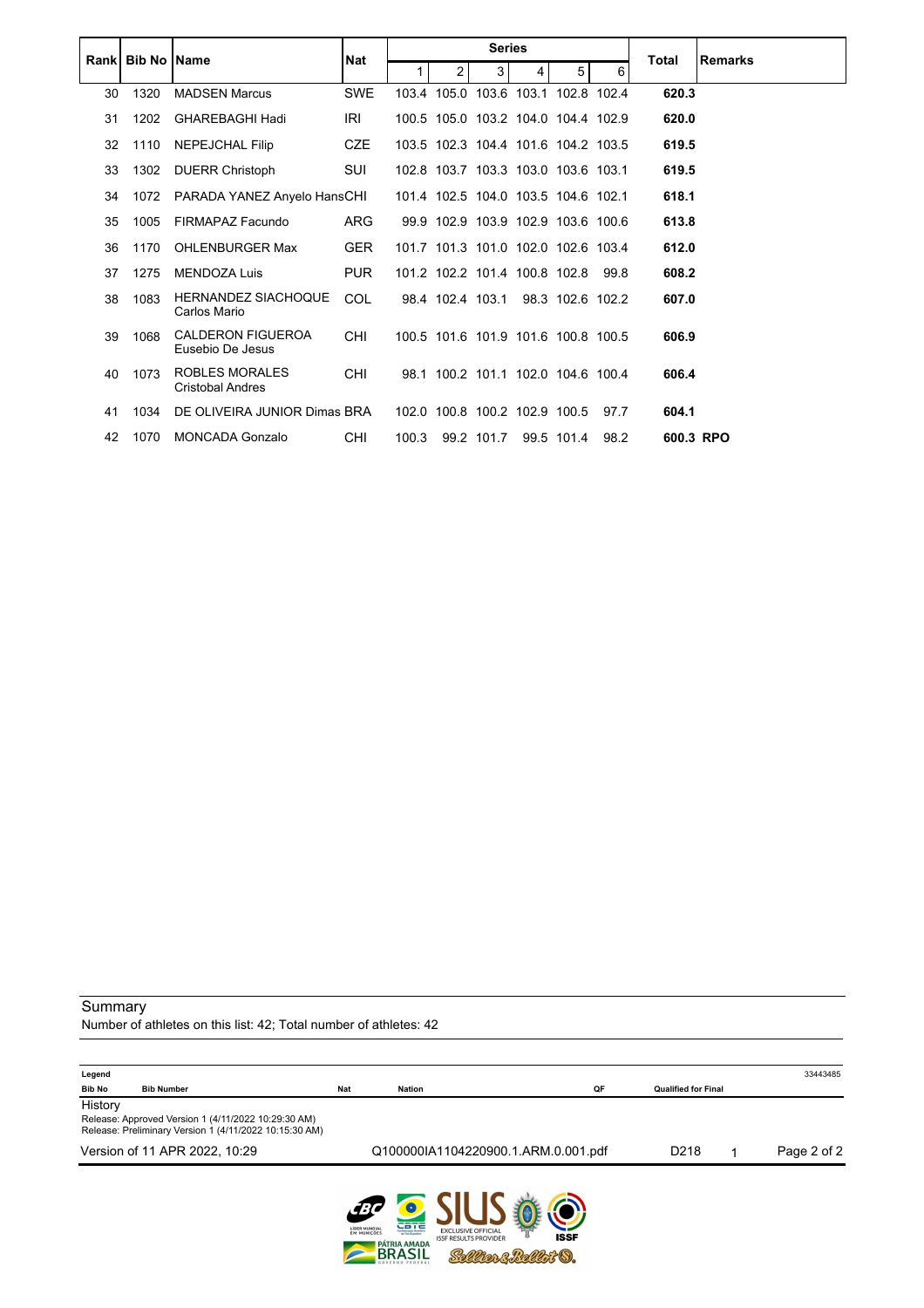| Rank | Bib No | Name | Nat | Series | | | | | | Total | Remarks |
|---|---|---|---|---|---|---|---|---|---|---|---|
| | | | | 1 | 2 | 3 | 4 | 5 | 6 | | |
| 30 | 1320 | MADSEN Marcus | SWE | 103.4 | 105.0 | 103.6 | 103.1 | 102.8 | 102.4 | **620.3** | |
| 31 | 1202 | GHAREBAGHI Hadi | IRI | 100.5 | 105.0 | 103.2 | 104.0 | 104.4 | 102.9 | **620.0** | |
| 32 | 1110 | NEPEJCHAL Filip | CZE | 103.5 | 102.3 | 104.4 | 101.6 | 104.2 | 103.5 | **619.5** | |
| 33 | 1302 | DUERR Christoph | SUI | 102.8 | 103.7 | 103.3 | 103.0 | 103.6 | 103.1 | **619.5** | |
| 34 | 1072 | PARADA YANEZ Anyelo Hans | CHI | 101.4 | 102.5 | 104.0 | 103.5 | 104.6 | 102.1 | **618.1** | |
| 35 | 1005 | FIRMAPAZ Facundo | ARG | 99.9 | 102.9 | 103.9 | 102.9 | 103.6 | 100.6 | **613.8** | |
| 36 | 1170 | OHLENBURGER Max | GER | 101.7 | 101.3 | 101.0 | 102.0 | 102.6 | 103.4 | **612.0** | |
| 37 | 1275 | MENDOZA Luis | PUR | 101.2 | 102.2 | 101.4 | 100.8 | 102.8 | 99.8 | **608.2** | |
| 38 | 1083 | HERNANDEZ SIACHOQUE Carlos Mario | COL | 98.4 | 102.4 | 103.1 | 98.3 | 102.6 | 102.2 | **607.0** | |
| 39 | 1068 | CALDERON FIGUEROA Eusebio De Jesus | CHI | 100.5 | 101.6 | 101.9 | 101.6 | 100.8 | 100.5 | **606.9** | |
| 40 | 1073 | ROBLES MORALES Cristobal Andres | CHI | 98.1 | 100.2 | 101.1 | 102.0 | 104.6 | 100.4 | **606.4** | |
| 41 | 1034 | DE OLIVEIRA JUNIOR Dimas | BRA | 102.0 | 100.8 | 100.2 | 102.9 | 100.5 | 97.7 | **604.1** | |
| 42 | 1070 | MONCADA Gonzalo | CHI | 100.3 | 99.2 | 101.7 | 99.5 | 101.4 | 98.2 | **600.3** | **RPO** |

Summary

Number of athletes on this list: 42; Total number of athletes: 42

**Legend**

| Bib No | Bib Number | Nat | Nation | QF | Qualified for Final |
|---|---|---|---|---|---|

History

Release: Approved Version 1 (4/11/2022 10:29:30 AM)

Release: Preliminary Version 1 (4/11/2022 10:15:30 AM)

Version of 11 APR 2022, 10:29 — Q100000IA1104220900.1.ARM.0.001.pdf — D218 — 1